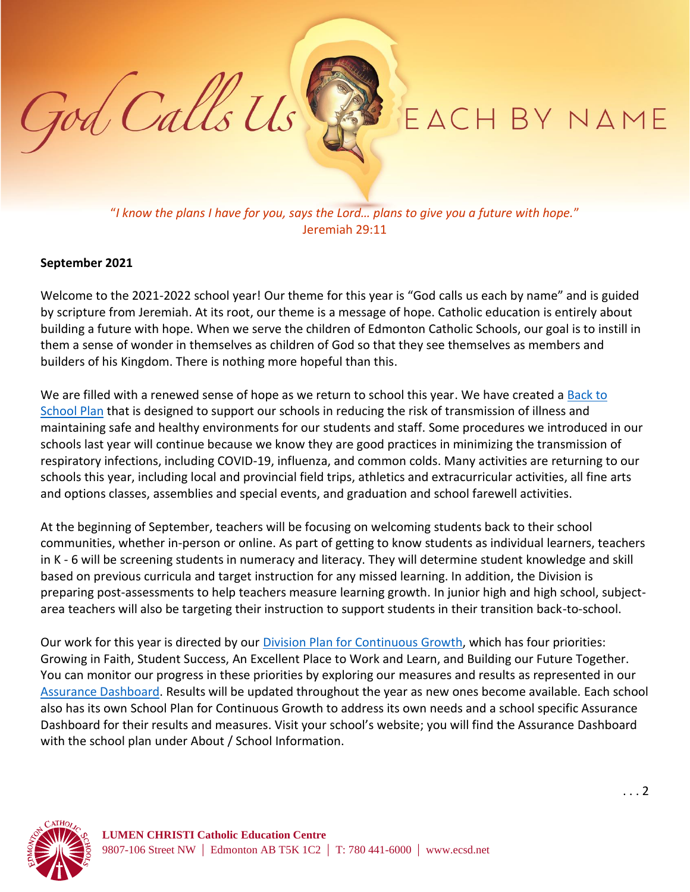# God Calls Us EACH BY NAME

*"I know the plans I have for you, says the Lord… plans to give you a future with hope."*
Jeremiah 29:11

**September 2021**

Welcome to the 2021-2022 school year! Our theme for this year is "God calls us each by name" and is guided by scripture from Jeremiah. At its root, our theme is a message of hope. Catholic education is entirely about building a future with hope. When we serve the children of Edmonton Catholic Schools, our goal is to instill in them a sense of wonder in themselves as children of God so that they see themselves as members and builders of his Kingdom. There is nothing more hopeful than this.

We are filled with a renewed sense of hope as we return to school this year. We have created a Back to School Plan that is designed to support our schools in reducing the risk of transmission of illness and maintaining safe and healthy environments for our students and staff. Some procedures we introduced in our schools last year will continue because we know they are good practices in minimizing the transmission of respiratory infections, including COVID-19, influenza, and common colds. Many activities are returning to our schools this year, including local and provincial field trips, athletics and extracurricular activities, all fine arts and options classes, assemblies and special events, and graduation and school farewell activities.

At the beginning of September, teachers will be focusing on welcoming students back to their school communities, whether in-person or online. As part of getting to know students as individual learners, teachers in K - 6 will be screening students in numeracy and literacy. They will determine student knowledge and skill based on previous curricula and target instruction for any missed learning. In addition, the Division is preparing post-assessments to help teachers measure learning growth. In junior high and high school, subject-area teachers will also be targeting their instruction to support students in their transition back-to-school.

Our work for this year is directed by our Division Plan for Continuous Growth, which has four priorities: Growing in Faith, Student Success, An Excellent Place to Work and Learn, and Building our Future Together. You can monitor our progress in these priorities by exploring our measures and results as represented in our Assurance Dashboard. Results will be updated throughout the year as new ones become available. Each school also has its own School Plan for Continuous Growth to address its own needs and a school specific Assurance Dashboard for their results and measures. Visit your school's website; you will find the Assurance Dashboard with the school plan under About / School Information.

. . . 2

**LUMEN CHRISTI Catholic Education Centre**
9807-106 Street NW | Edmonton AB T5K 1C2 | T: 780 441-6000 | www.ecsd.net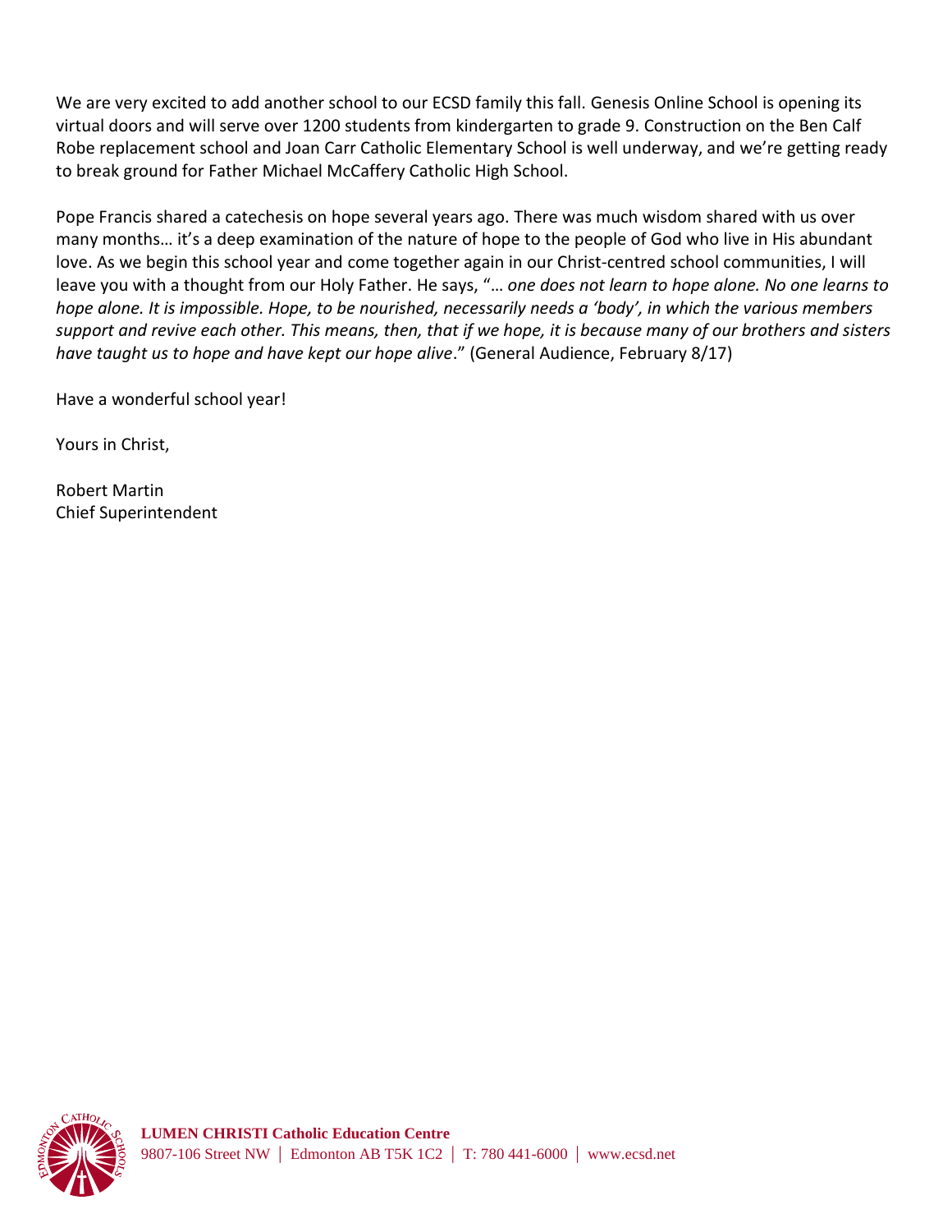We are very excited to add another school to our ECSD family this fall. Genesis Online School is opening its virtual doors and will serve over 1200 students from kindergarten to grade 9. Construction on the Ben Calf Robe replacement school and Joan Carr Catholic Elementary School is well underway, and we're getting ready to break ground for Father Michael McCaffery Catholic High School.

Pope Francis shared a catechesis on hope several years ago. There was much wisdom shared with us over many months… it's a deep examination of the nature of hope to the people of God who live in His abundant love. As we begin this school year and come together again in our Christ-centred school communities, I will leave you with a thought from our Holy Father. He says, "*… one does not learn to hope alone. No one learns to hope alone. It is impossible. Hope, to be nourished, necessarily needs a 'body', in which the various members support and revive each other. This means, then, that if we hope, it is because many of our brothers and sisters have taught us to hope and have kept our hope alive*." (General Audience, February 8/17)

Have a wonderful school year!

Yours in Christ,

Robert Martin
Chief Superintendent

**LUMEN CHRISTI Catholic Education Centre**
9807-106 Street NW │ Edmonton AB T5K 1C2 │ T: 780 441-6000 │ www.ecsd.net